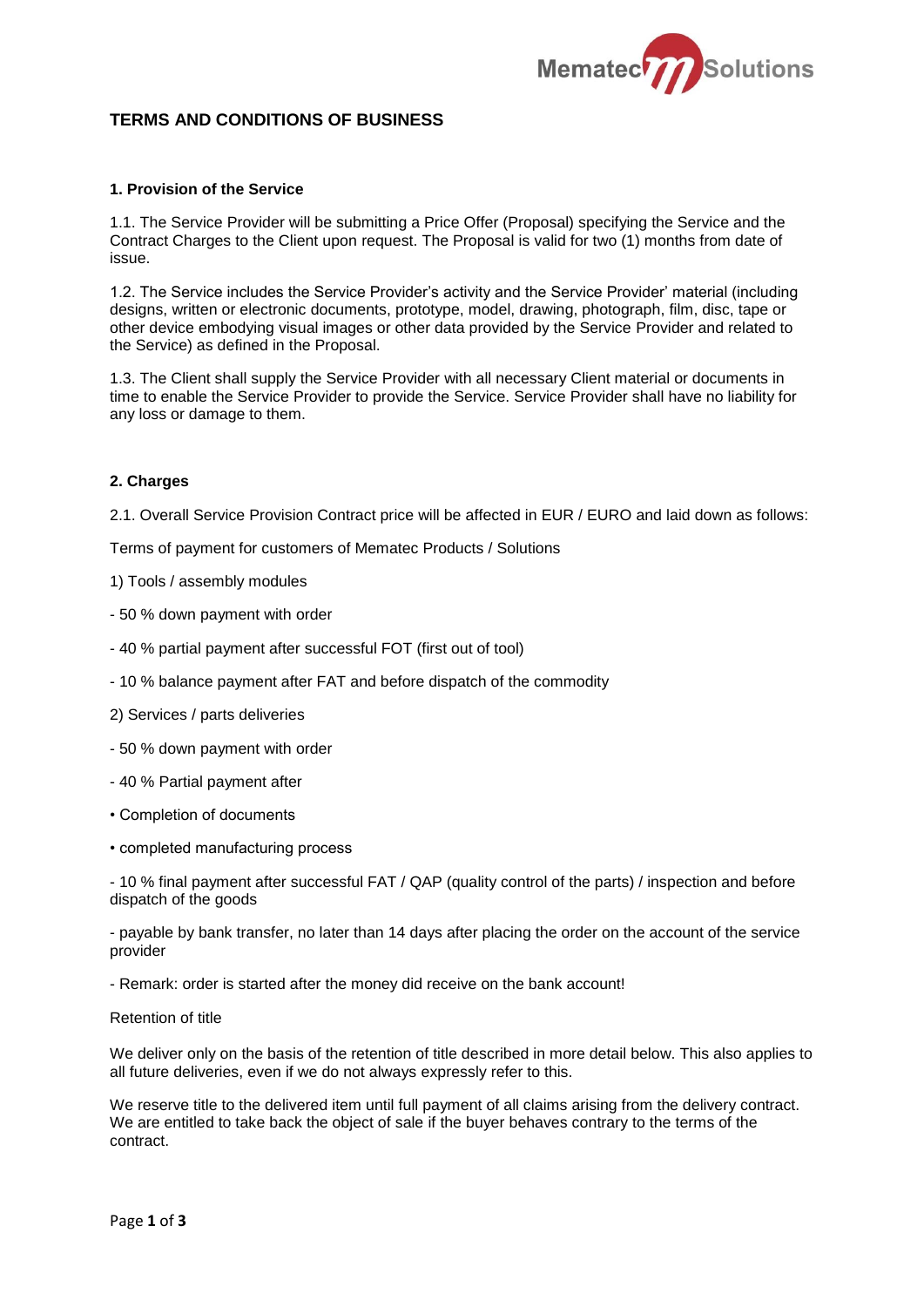## TERMS AND CONDITIONS OF BUSINESS

### 1. Provision of the Service

1.1. The Service Provider will be submitting a Price Offer (Proposal) specifying the Service and the Contract Charges to the Client upon request. The Proposal is valid for two (1) months from date of issue.

1.2. The Service includes the Service Provider's activity and the Service Provider' material (including designs, written or electronic documents, prototype, model, drawing, photograph, film, disc, tape or other device embodying visual images or other data provided by the Service Provider and related to the Service) as defined in the Proposal.

1.3. The Client shall supply the Service Provider with all necessary Client material or documents in time to enable the Service Provider to provide the Service. Service Provider shall have no liability for any loss or damage to them.

### 2. Charges

2.1. Overall Service Provision Contract price will be affected in EUR / EURO and laid down as follows:

Terms of payment for customers of Mematec Products / Solutions

1) Tools / assembly modules

- 50 % down payment with order
- 40 % partial payment after successful FOT (first out of tool)
- 10 % balance payment after FAT and before dispatch of the commodity

2) Services / parts deliveries

- 50 % down payment with order
- 40 % Partial payment after
  - Completion of documents
  - completed manufacturing process
- 10 % final payment after successful FAT / QAP (quality control of the parts) / inspection and before dispatch of the goods
- payable by bank transfer, no later than 14 days after placing the order on the account of the service provider
- Remark: order is started after the money did receive on the bank account!

Retention of title

We deliver only on the basis of the retention of title described in more detail below. This also applies to all future deliveries, even if we do not always expressly refer to this.

We reserve title to the delivered item until full payment of all claims arising from the delivery contract. We are entitled to take back the object of sale if the buyer behaves contrary to the terms of the contract.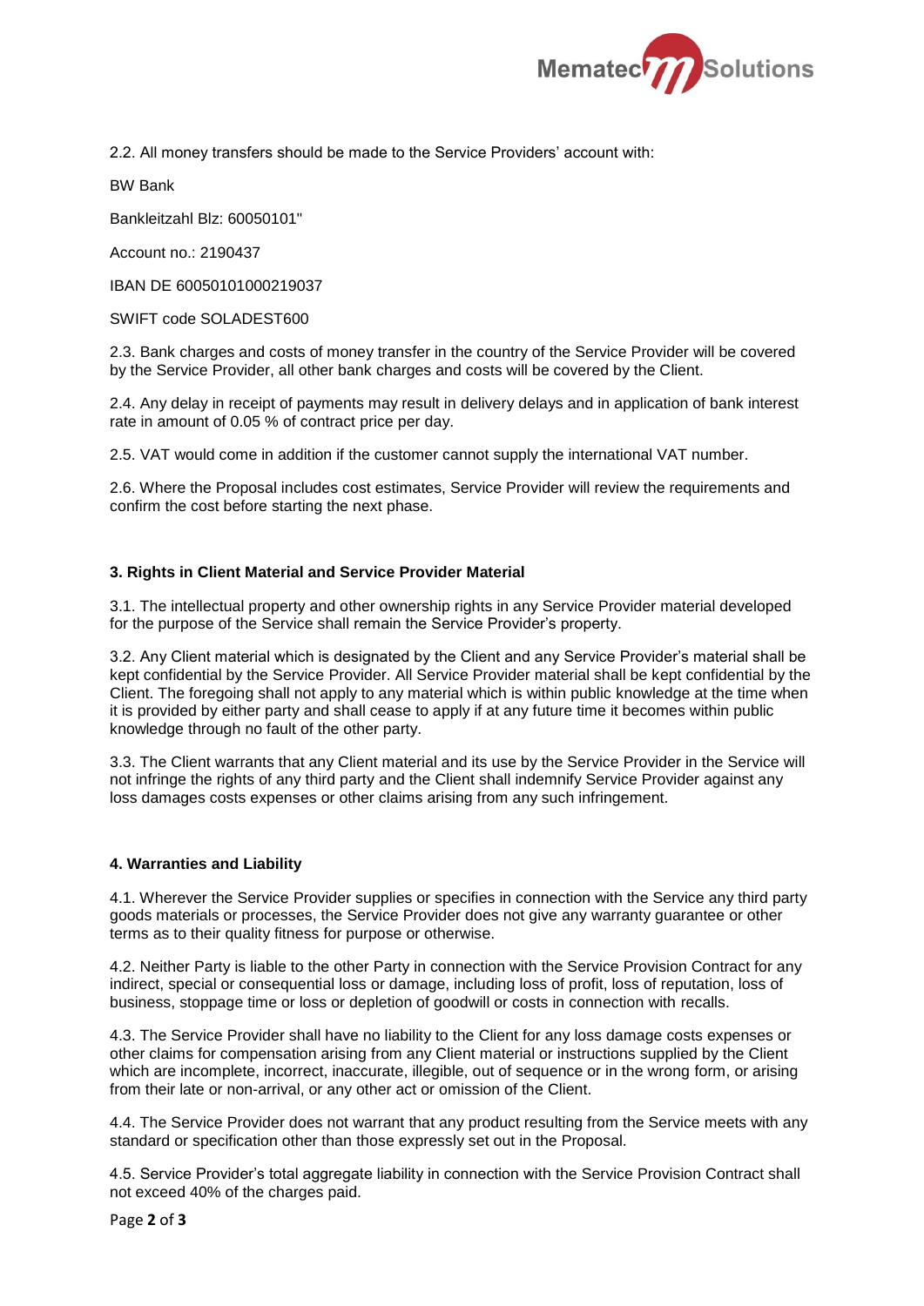2.2. All money transfers should be made to the Service Providers' account with:

BW Bank

Bankleitzahl Blz: 60050101"

Account no.: 2190437

IBAN DE 60050101000219037

SWIFT code SOLADEST600

2.3. Bank charges and costs of money transfer in the country of the Service Provider will be covered by the Service Provider, all other bank charges and costs will be covered by the Client.

2.4. Any delay in receipt of payments may result in delivery delays and in application of bank interest rate in amount of 0.05 % of contract price per day.

2.5. VAT would come in addition if the customer cannot supply the international VAT number.

2.6. Where the Proposal includes cost estimates, Service Provider will review the requirements and confirm the cost before starting the next phase.

### 3. Rights in Client Material and Service Provider Material

3.1. The intellectual property and other ownership rights in any Service Provider material developed for the purpose of the Service shall remain the Service Provider's property.

3.2. Any Client material which is designated by the Client and any Service Provider's material shall be kept confidential by the Service Provider. All Service Provider material shall be kept confidential by the Client. The foregoing shall not apply to any material which is within public knowledge at the time when it is provided by either party and shall cease to apply if at any future time it becomes within public knowledge through no fault of the other party.

3.3. The Client warrants that any Client material and its use by the Service Provider in the Service will not infringe the rights of any third party and the Client shall indemnify Service Provider against any loss damages costs expenses or other claims arising from any such infringement.

### 4. Warranties and Liability

4.1. Wherever the Service Provider supplies or specifies in connection with the Service any third party goods materials or processes, the Service Provider does not give any warranty guarantee or other terms as to their quality fitness for purpose or otherwise.

4.2. Neither Party is liable to the other Party in connection with the Service Provision Contract for any indirect, special or consequential loss or damage, including loss of profit, loss of reputation, loss of business, stoppage time or loss or depletion of goodwill or costs in connection with recalls.

4.3. The Service Provider shall have no liability to the Client for any loss damage costs expenses or other claims for compensation arising from any Client material or instructions supplied by the Client which are incomplete, incorrect, inaccurate, illegible, out of sequence or in the wrong form, or arising from their late or non-arrival, or any other act or omission of the Client.

4.4. The Service Provider does not warrant that any product resulting from the Service meets with any standard or specification other than those expressly set out in the Proposal.

4.5. Service Provider's total aggregate liability in connection with the Service Provision Contract shall not exceed 40% of the charges paid.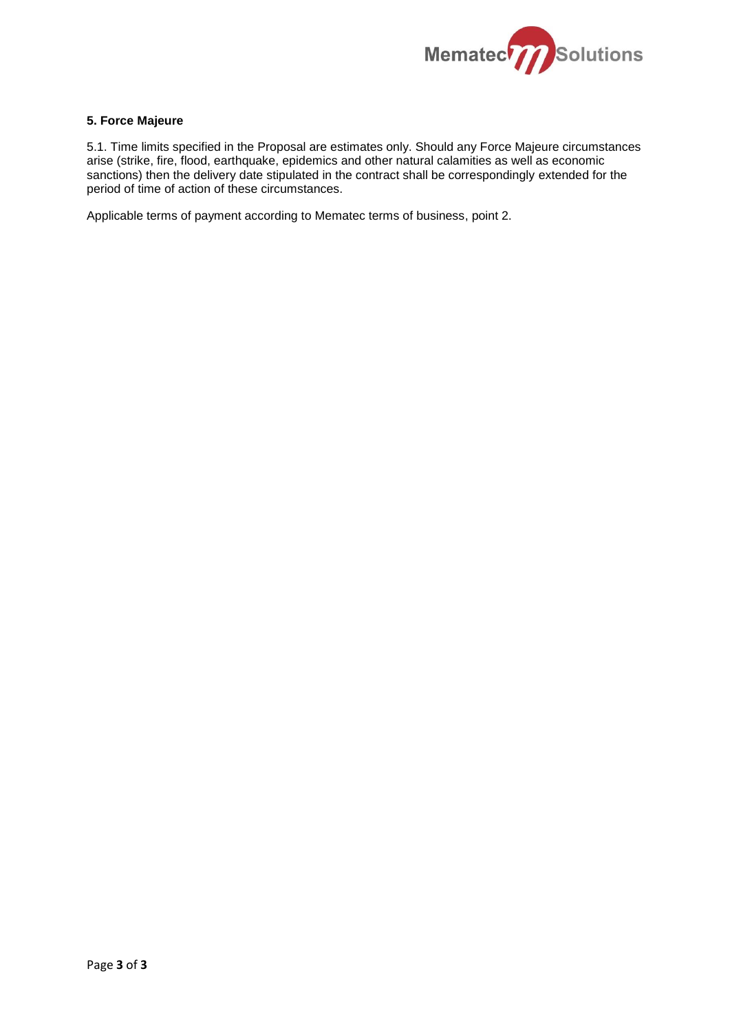## 5. Force Majeure

5.1. Time limits specified in the Proposal are estimates only. Should any Force Majeure circumstances arise (strike, fire, flood, earthquake, epidemics and other natural calamities as well as economic sanctions) then the delivery date stipulated in the contract shall be correspondingly extended for the period of time of action of these circumstances.

Applicable terms of payment according to Mematec terms of business, point 2.